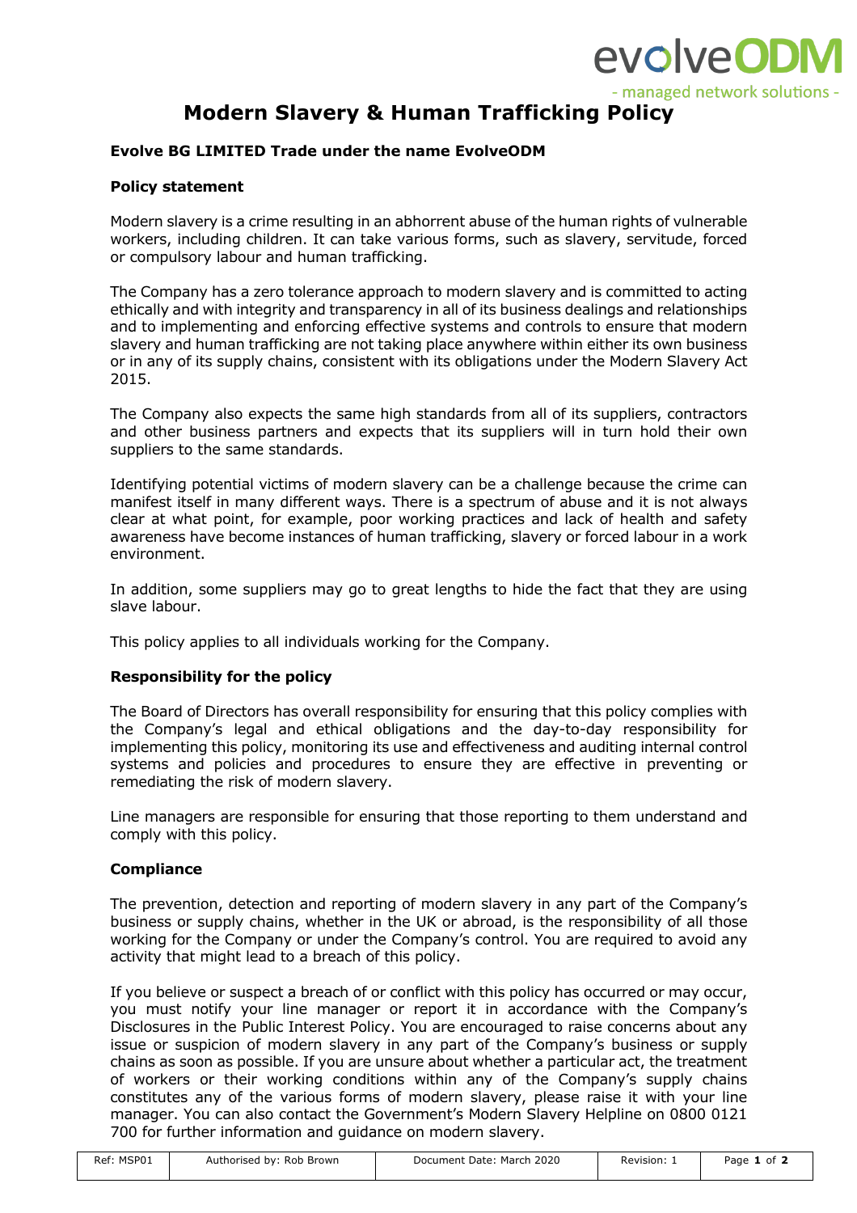# Modern Slavery & Human Trafficking Policy

**Evolve BG LIMITED Trade under the name EvolveODM**

**Policy statement**

Modern slavery is a crime resulting in an abhorrent abuse of the human rights of vulnerable workers, including children. It can take various forms, such as slavery, servitude, forced or compulsory labour and human trafficking.

The Company has a zero tolerance approach to modern slavery and is committed to acting ethically and with integrity and transparency in all of its business dealings and relationships and to implementing and enforcing effective systems and controls to ensure that modern slavery and human trafficking are not taking place anywhere within either its own business or in any of its supply chains, consistent with its obligations under the Modern Slavery Act 2015.

The Company also expects the same high standards from all of its suppliers, contractors and other business partners and expects that its suppliers will in turn hold their own suppliers to the same standards.

Identifying potential victims of modern slavery can be a challenge because the crime can manifest itself in many different ways. There is a spectrum of abuse and it is not always clear at what point, for example, poor working practices and lack of health and safety awareness have become instances of human trafficking, slavery or forced labour in a work environment.

In addition, some suppliers may go to great lengths to hide the fact that they are using slave labour.

This policy applies to all individuals working for the Company.

**Responsibility for the policy**

The Board of Directors has overall responsibility for ensuring that this policy complies with the Company's legal and ethical obligations and the day-to-day responsibility for implementing this policy, monitoring its use and effectiveness and auditing internal control systems and policies and procedures to ensure they are effective in preventing or remediating the risk of modern slavery.

Line managers are responsible for ensuring that those reporting to them understand and comply with this policy.

**Compliance**

The prevention, detection and reporting of modern slavery in any part of the Company's business or supply chains, whether in the UK or abroad, is the responsibility of all those working for the Company or under the Company's control. You are required to avoid any activity that might lead to a breach of this policy.

If you believe or suspect a breach of or conflict with this policy has occurred or may occur, you must notify your line manager or report it in accordance with the Company's Disclosures in the Public Interest Policy. You are encouraged to raise concerns about any issue or suspicion of modern slavery in any part of the Company's business or supply chains as soon as possible. If you are unsure about whether a particular act, the treatment of workers or their working conditions within any of the Company's supply chains constitutes any of the various forms of modern slavery, please raise it with your line manager. You can also contact the Government's Modern Slavery Helpline on 0800 0121 700 for further information and guidance on modern slavery.

| Ref: MSP01 | Authorised by: Rob Brown | Document Date: March 2020 | Revision: 1 |
|---|---|---|---|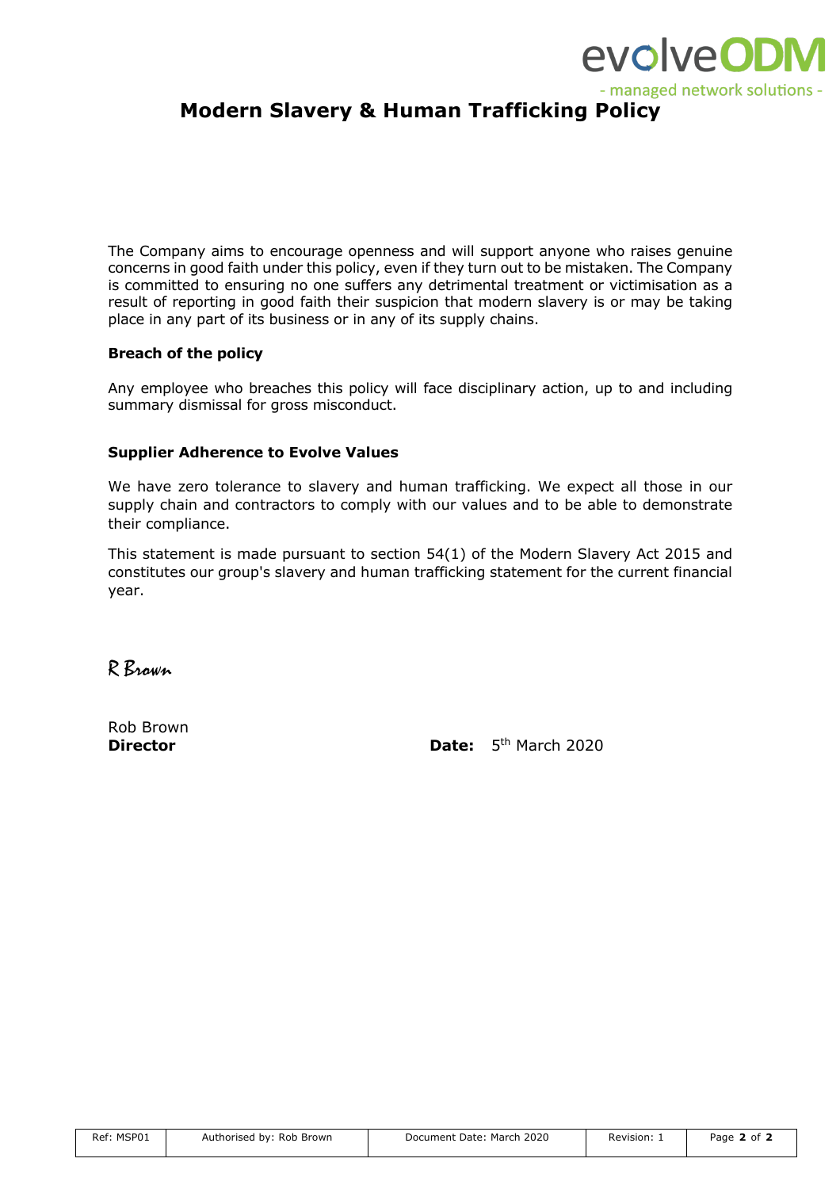# Modern Slavery & Human Trafficking Policy

The Company aims to encourage openness and will support anyone who raises genuine concerns in good faith under this policy, even if they turn out to be mistaken. The Company is committed to ensuring no one suffers any detrimental treatment or victimisation as a result of reporting in good faith their suspicion that modern slavery is or may be taking place in any part of its business or in any of its supply chains.

**Breach of the policy**

Any employee who breaches this policy will face disciplinary action, up to and including summary dismissal for gross misconduct.

**Supplier Adherence to Evolve Values**

We have zero tolerance to slavery and human trafficking. We expect all those in our supply chain and contractors to comply with our values and to be able to demonstrate their compliance.

This statement is made pursuant to section 54(1) of the Modern Slavery Act 2015 and constitutes our group's slavery and human trafficking statement for the current financial year.

*R Brown*

Rob Brown
**Director** **Date:** 5th March 2020